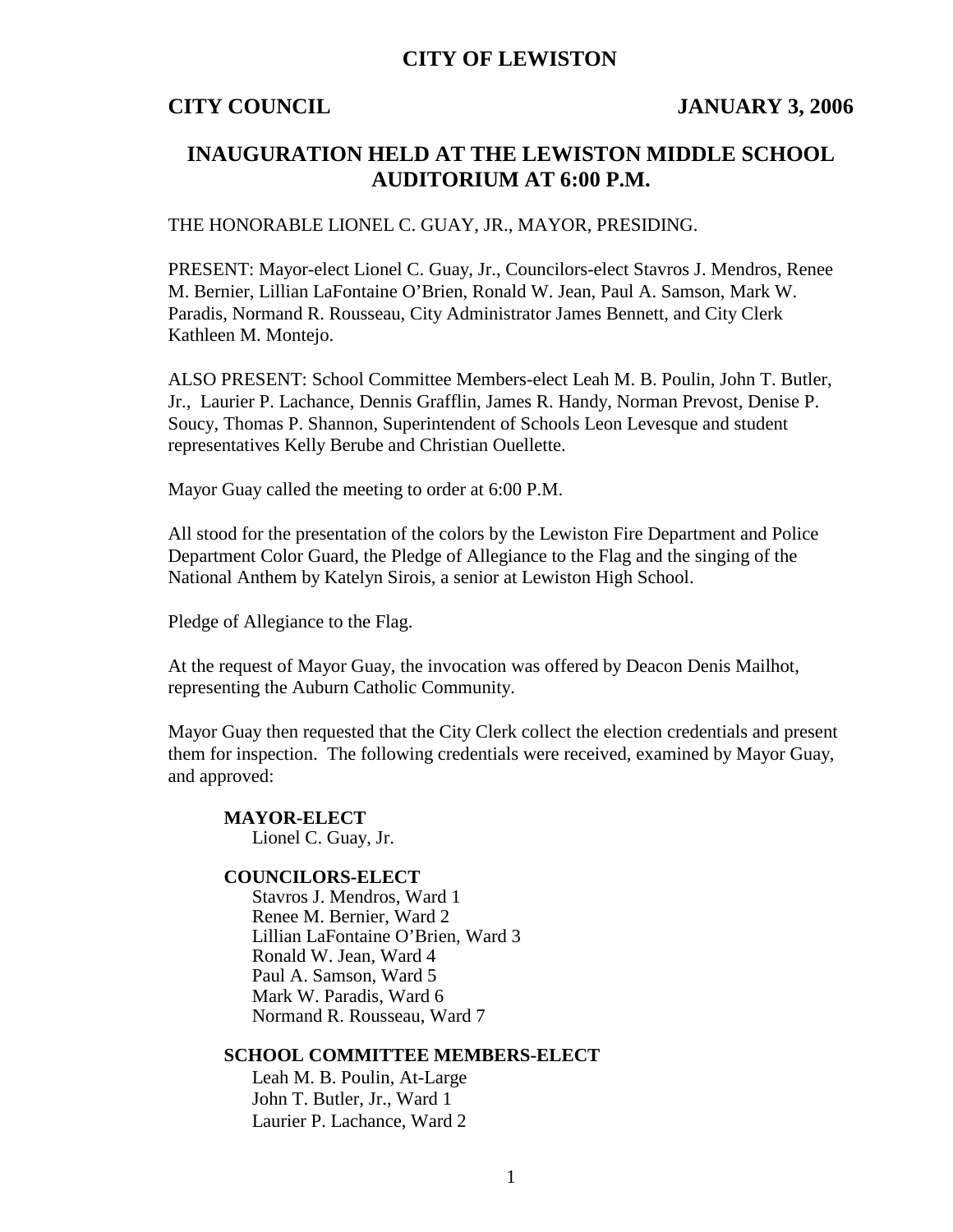# CITY OF LEWISTON

**CITY COUNCIL** **JANUARY 3, 2006**

## INAUGURATION HELD AT THE LEWISTON MIDDLE SCHOOL AUDITORIUM AT 6:00 P.M.

THE HONORABLE LIONEL C. GUAY, JR., MAYOR, PRESIDING.

PRESENT: Mayor-elect Lionel C. Guay, Jr., Councilors-elect Stavros J. Mendros, Renee M. Bernier, Lillian LaFontaine O'Brien, Ronald W. Jean, Paul A. Samson, Mark W. Paradis, Normand R. Rousseau, City Administrator James Bennett, and City Clerk Kathleen M. Montejo.

ALSO PRESENT: School Committee Members-elect Leah M. B. Poulin, John T. Butler, Jr., Laurier P. Lachance, Dennis Grafflin, James R. Handy, Norman Prevost, Denise P. Soucy, Thomas P. Shannon, Superintendent of Schools Leon Levesque and student representatives Kelly Berube and Christian Ouellette.

Mayor Guay called the meeting to order at 6:00 P.M.

All stood for the presentation of the colors by the Lewiston Fire Department and Police Department Color Guard, the Pledge of Allegiance to the Flag and the singing of the National Anthem by Katelyn Sirois, a senior at Lewiston High School.

Pledge of Allegiance to the Flag.

At the request of Mayor Guay, the invocation was offered by Deacon Denis Mailhot, representing the Auburn Catholic Community.

Mayor Guay then requested that the City Clerk collect the election credentials and present them for inspection. The following credentials were received, examined by Mayor Guay, and approved:

**MAYOR-ELECT**
Lionel C. Guay, Jr.

**COUNCILORS-ELECT**
Stavros J. Mendros, Ward 1
Renee M. Bernier, Ward 2
Lillian LaFontaine O'Brien, Ward 3
Ronald W. Jean, Ward 4
Paul A. Samson, Ward 5
Mark W. Paradis, Ward 6
Normand R. Rousseau, Ward 7

**SCHOOL COMMITTEE MEMBERS-ELECT**
Leah M. B. Poulin, At-Large
John T. Butler, Jr., Ward 1
Laurier P. Lachance, Ward 2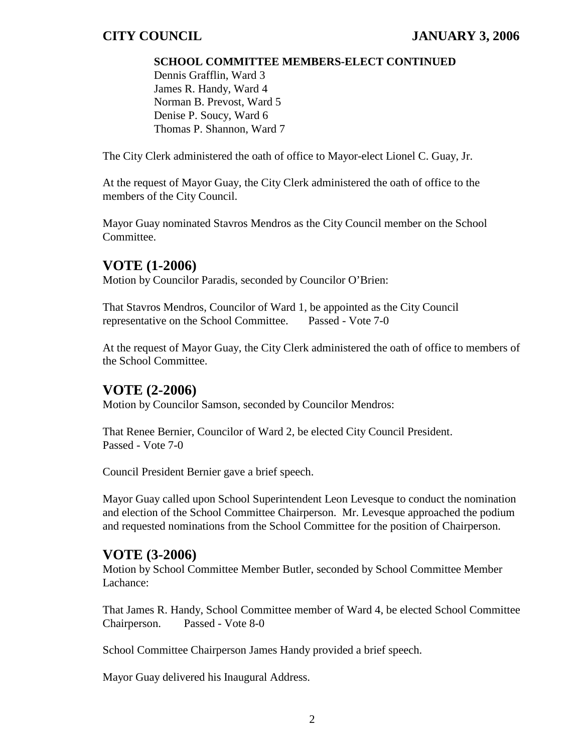**SCHOOL COMMITTEE MEMBERS-ELECT CONTINUED**

Dennis Grafflin, Ward 3
James R. Handy, Ward 4
Norman B. Prevost, Ward 5
Denise P. Soucy, Ward 6
Thomas P. Shannon, Ward 7

The City Clerk administered the oath of office to Mayor-elect Lionel C. Guay, Jr.

At the request of Mayor Guay, the City Clerk administered the oath of office to the members of the City Council.

Mayor Guay nominated Stavros Mendros as the City Council member on the School Committee.

## VOTE (1-2006)

Motion by Councilor Paradis, seconded by Councilor O'Brien:

That Stavros Mendros, Councilor of Ward 1, be appointed as the City Council representative on the School Committee. Passed - Vote 7-0

At the request of Mayor Guay, the City Clerk administered the oath of office to members of the School Committee.

## VOTE (2-2006)

Motion by Councilor Samson, seconded by Councilor Mendros:

That Renee Bernier, Councilor of Ward 2, be elected City Council President.
Passed - Vote 7-0

Council President Bernier gave a brief speech.

Mayor Guay called upon School Superintendent Leon Levesque to conduct the nomination and election of the School Committee Chairperson. Mr. Levesque approached the podium and requested nominations from the School Committee for the position of Chairperson.

## VOTE (3-2006)

Motion by School Committee Member Butler, seconded by School Committee Member Lachance:

That James R. Handy, School Committee member of Ward 4, be elected School Committee Chairperson. Passed - Vote 8-0

School Committee Chairperson James Handy provided a brief speech.

Mayor Guay delivered his Inaugural Address.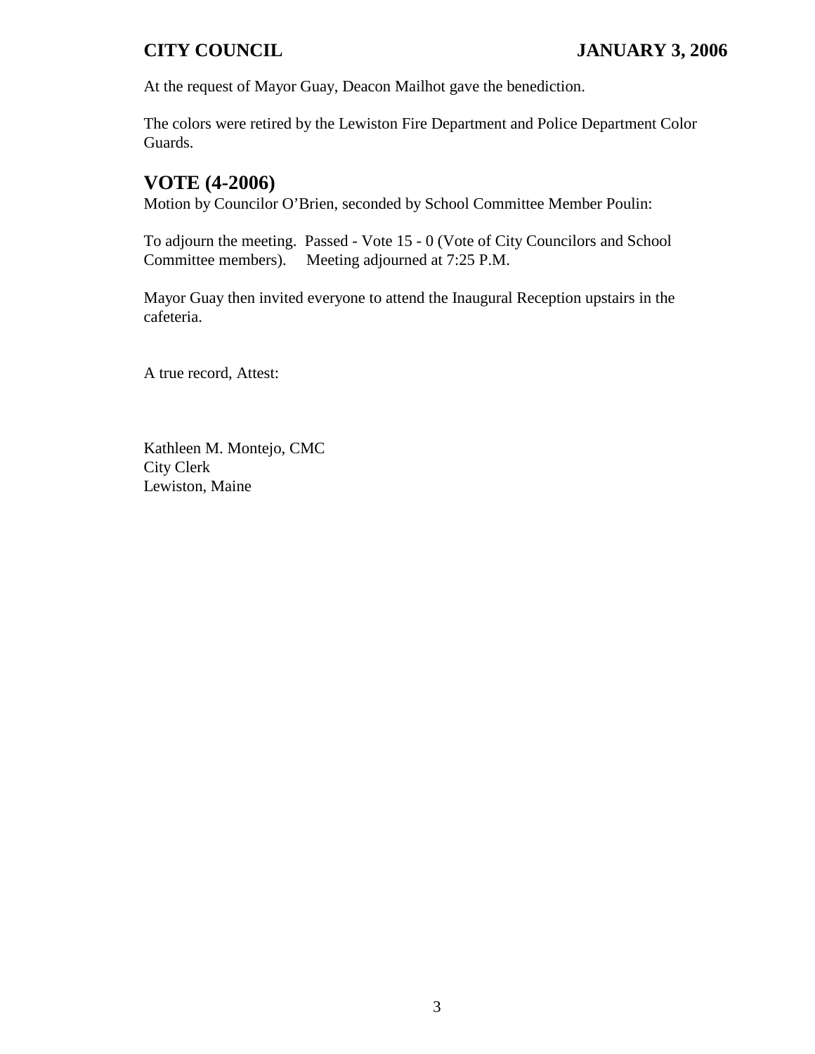At the request of Mayor Guay, Deacon Mailhot gave the benediction.

The colors were retired by the Lewiston Fire Department and Police Department Color Guards.

## VOTE (4-2006)

Motion by Councilor O'Brien, seconded by School Committee Member Poulin:

To adjourn the meeting. Passed - Vote 15 - 0 (Vote of City Councilors and School Committee members). Meeting adjourned at 7:25 P.M.

Mayor Guay then invited everyone to attend the Inaugural Reception upstairs in the cafeteria.

A true record, Attest:

Kathleen M. Montejo, CMC
City Clerk
Lewiston, Maine